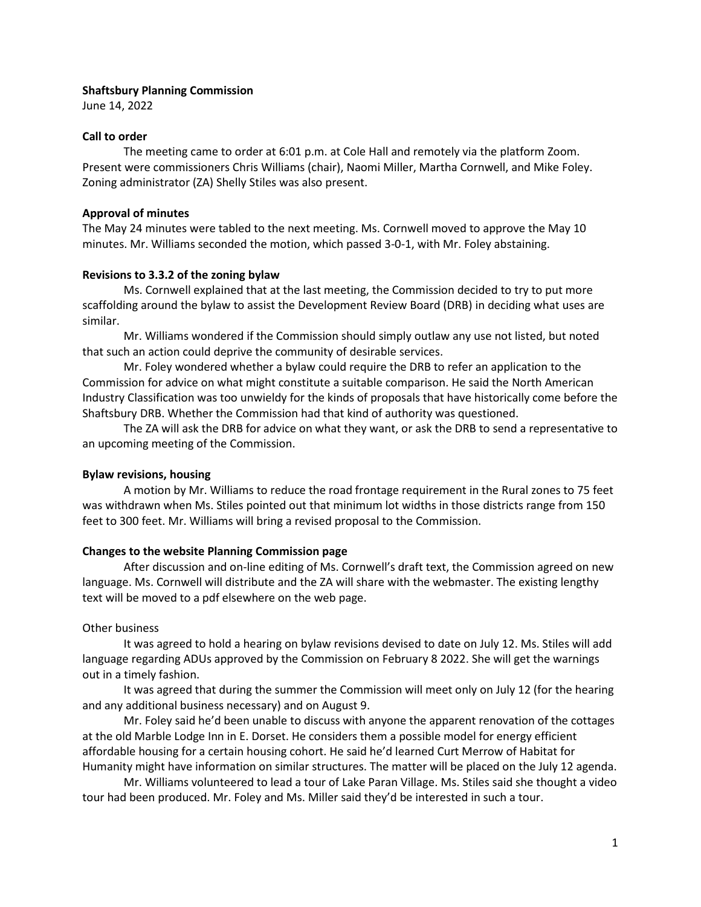**Shaftsbury Planning Commission**

June 14, 2022

**Call to order**

The meeting came to order at 6:01 p.m. at Cole Hall and remotely via the platform Zoom. Present were commissioners Chris Williams (chair), Naomi Miller, Martha Cornwell, and Mike Foley. Zoning administrator (ZA) Shelly Stiles was also present.

**Approval of minutes**

The May 24 minutes were tabled to the next meeting. Ms. Cornwell moved to approve the May 10 minutes. Mr. Williams seconded the motion, which passed 3-0-1, with Mr. Foley abstaining.

**Revisions to 3.3.2 of the zoning bylaw**

Ms. Cornwell explained that at the last meeting, the Commission decided to try to put more scaffolding around the bylaw to assist the Development Review Board (DRB) in deciding what uses are similar.

Mr. Williams wondered if the Commission should simply outlaw any use not listed, but noted that such an action could deprive the community of desirable services.

Mr. Foley wondered whether a bylaw could require the DRB to refer an application to the Commission for advice on what might constitute a suitable comparison. He said the North American Industry Classification was too unwieldy for the kinds of proposals that have historically come before the Shaftsbury DRB. Whether the Commission had that kind of authority was questioned.

The ZA will ask the DRB for advice on what they want, or ask the DRB to send a representative to an upcoming meeting of the Commission.

**Bylaw revisions, housing**

A motion by Mr. Williams to reduce the road frontage requirement in the Rural zones to 75 feet was withdrawn when Ms. Stiles pointed out that minimum lot widths in those districts range from 150 feet to 300 feet. Mr. Williams will bring a revised proposal to the Commission.

**Changes to the website Planning Commission page**

After discussion and on-line editing of Ms. Cornwell's draft text, the Commission agreed on new language. Ms. Cornwell will distribute and the ZA will share with the webmaster. The existing lengthy text will be moved to a pdf elsewhere on the web page.

Other business

It was agreed to hold a hearing on bylaw revisions devised to date on July 12. Ms. Stiles will add language regarding ADUs approved by the Commission on February 8 2022. She will get the warnings out in a timely fashion.

It was agreed that during the summer the Commission will meet only on July 12 (for the hearing and any additional business necessary) and on August 9.

Mr. Foley said he'd been unable to discuss with anyone the apparent renovation of the cottages at the old Marble Lodge Inn in E. Dorset. He considers them a possible model for energy efficient affordable housing for a certain housing cohort. He said he'd learned Curt Merrow of Habitat for Humanity might have information on similar structures. The matter will be placed on the July 12 agenda.

Mr. Williams volunteered to lead a tour of Lake Paran Village. Ms. Stiles said she thought a video tour had been produced. Mr. Foley and Ms. Miller said they'd be interested in such a tour.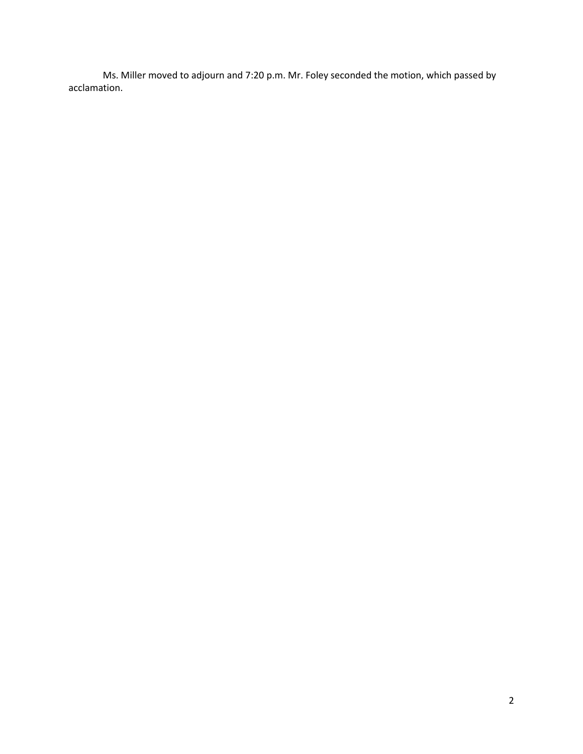Ms. Miller moved to adjourn and 7:20 p.m. Mr. Foley seconded the motion, which passed by acclamation.